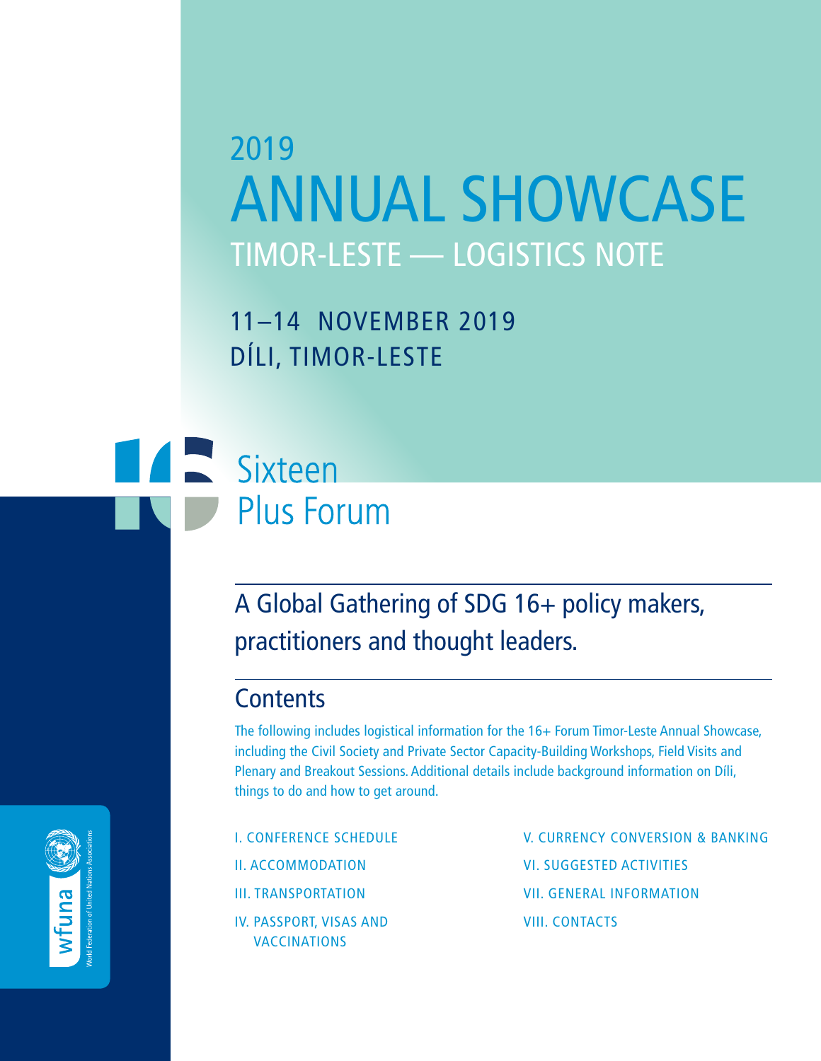# 2019 ANNUAL SHOWCASE

## TIMOR-LESTE — LOGISTICS NOTE

11–14 NOVEMBER 2019
DÍLI, TIMOR-LESTE

Sixteen Plus Forum

## A Global Gathering of SDG 16+ policy makers, practitioners and thought leaders.

## Contents

The following includes logistical information for the 16+ Forum Timor-Leste Annual Showcase, including the Civil Society and Private Sector Capacity-Building Workshops, Field Visits and Plenary and Breakout Sessions. Additional details include background information on Díli, things to do and how to get around.

- I. CONFERENCE SCHEDULE
- II. ACCOMMODATION
- III. TRANSPORTATION
- IV. PASSPORT, VISAS AND VACCINATIONS
- V. CURRENCY CONVERSION & BANKING
- VI. SUGGESTED ACTIVITIES
- VII. GENERAL INFORMATION
- VIII. CONTACTS

wfuna — World Federation of United Nations Associations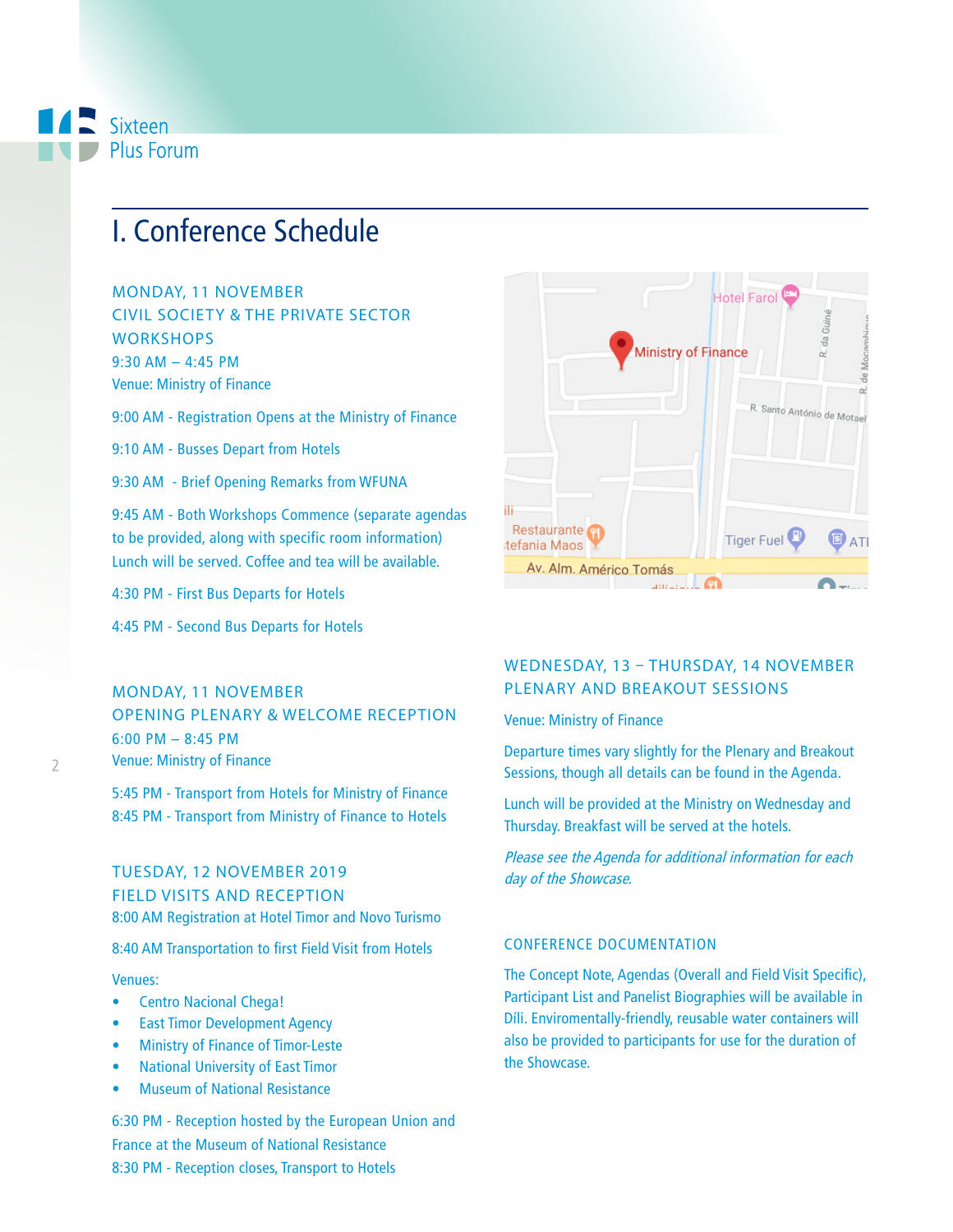Sixteen Plus Forum

# I. Conference Schedule

### MONDAY, 11 NOVEMBER
### CIVIL SOCIETY & THE PRIVATE SECTOR WORKSHOPS

9:30 AM – 4:45 PM
Venue: Ministry of Finance

9:00 AM - Registration Opens at the Ministry of Finance

9:10 AM - Busses Depart from Hotels

9:30 AM - Brief Opening Remarks from WFUNA

9:45 AM - Both Workshops Commence (separate agendas to be provided, along with specific room information) Lunch will be served. Coffee and tea will be available.

4:30 PM - First Bus Departs for Hotels

4:45 PM - Second Bus Departs for Hotels

### MONDAY, 11 NOVEMBER
### OPENING PLENARY & WELCOME RECEPTION

6:00 PM – 8:45 PM
Venue: Ministry of Finance

5:45 PM - Transport from Hotels for Ministry of Finance
8:45 PM - Transport from Ministry of Finance to Hotels

### TUESDAY, 12 NOVEMBER 2019
### FIELD VISITS AND RECEPTION

8:00 AM Registration at Hotel Timor and Novo Turismo

8:40 AM Transportation to first Field Visit from Hotels

Venues:

- Centro Nacional Chega!
- East Timor Development Agency
- Ministry of Finance of Timor-Leste
- National University of East Timor
- Museum of National Resistance

6:30 PM - Reception hosted by the European Union and France at the Museum of National Resistance
8:30 PM - Reception closes, Transport to Hotels

### WEDNESDAY, 13 – THURSDAY, 14 NOVEMBER
### PLENARY AND BREAKOUT SESSIONS

Venue: Ministry of Finance

Departure times vary slightly for the Plenary and Breakout Sessions, though all details can be found in the Agenda.

Lunch will be provided at the Ministry on Wednesday and Thursday. Breakfast will be served at the hotels.

*Please see the Agenda for additional information for each day of the Showcase.*

### CONFERENCE DOCUMENTATION

The Concept Note, Agendas (Overall and Field Visit Specific), Participant List and Panelist Biographies will be available in Díli. Enviromentally-friendly, reusable water containers will also be provided to participants for use for the duration of the Showcase.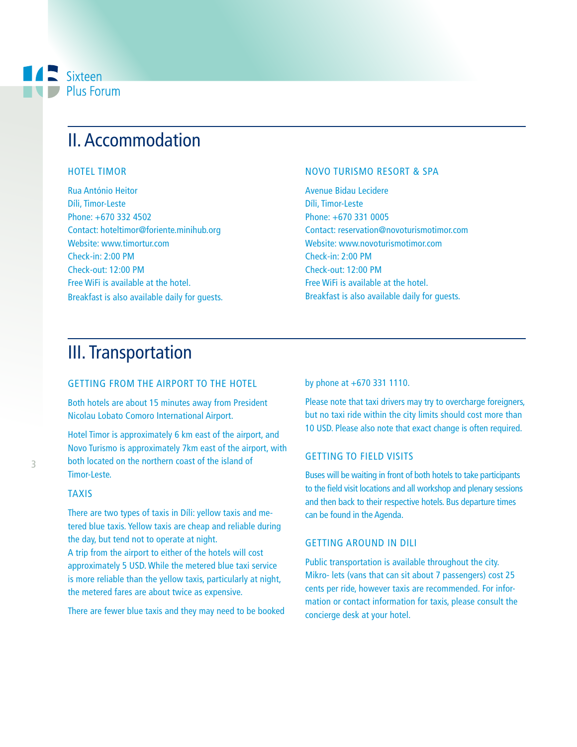## II. Accommodation

### HOTEL TIMOR

Rua António Heitor
Díli, Timor-Leste
Phone: +670 332 4502
Contact: hoteltimor@foriente.minihub.org
Website: www.timortur.com
Check-in: 2:00 PM
Check-out: 12:00 PM
Free WiFi is available at the hotel.
Breakfast is also available daily for guests.

### NOVO TURISMO RESORT & SPA

Avenue Bidau Lecidere
Díli, Timor-Leste
Phone: +670 331 0005
Contact: reservation@novoturismotimor.com
Website: www.novoturismotimor.com
Check-in: 2:00 PM
Check-out: 12:00 PM
Free WiFi is available at the hotel.
Breakfast is also available daily for guests.

## III. Transportation

### GETTING FROM THE AIRPORT TO THE HOTEL

Both hotels are about 15 minutes away from President Nicolau Lobato Comoro International Airport.

Hotel Timor is approximately 6 km east of the airport, and Novo Turismo is approximately 7km east of the airport, with both located on the northern coast of the island of Timor-Leste.

### TAXIS

There are two types of taxis in Díli: yellow taxis and metered blue taxis. Yellow taxis are cheap and reliable during the day, but tend not to operate at night.
A trip from the airport to either of the hotels will cost approximately 5 USD. While the metered blue taxi service is more reliable than the yellow taxis, particularly at night, the metered fares are about twice as expensive.

There are fewer blue taxis and they may need to be booked by phone at +670 331 1110.

Please note that taxi drivers may try to overcharge foreigners, but no taxi ride within the city limits should cost more than 10 USD. Please also note that exact change is often required.

### GETTING TO FIELD VISITS

Buses will be waiting in front of both hotels to take participants to the field visit locations and all workshop and plenary sessions and then back to their respective hotels. Bus departure times can be found in the Agenda.

### GETTING AROUND IN DILI

Public transportation is available throughout the city. Mikro- lets (vans that can sit about 7 passengers) cost 25 cents per ride, however taxis are recommended. For information or contact information for taxis, please consult the concierge desk at your hotel.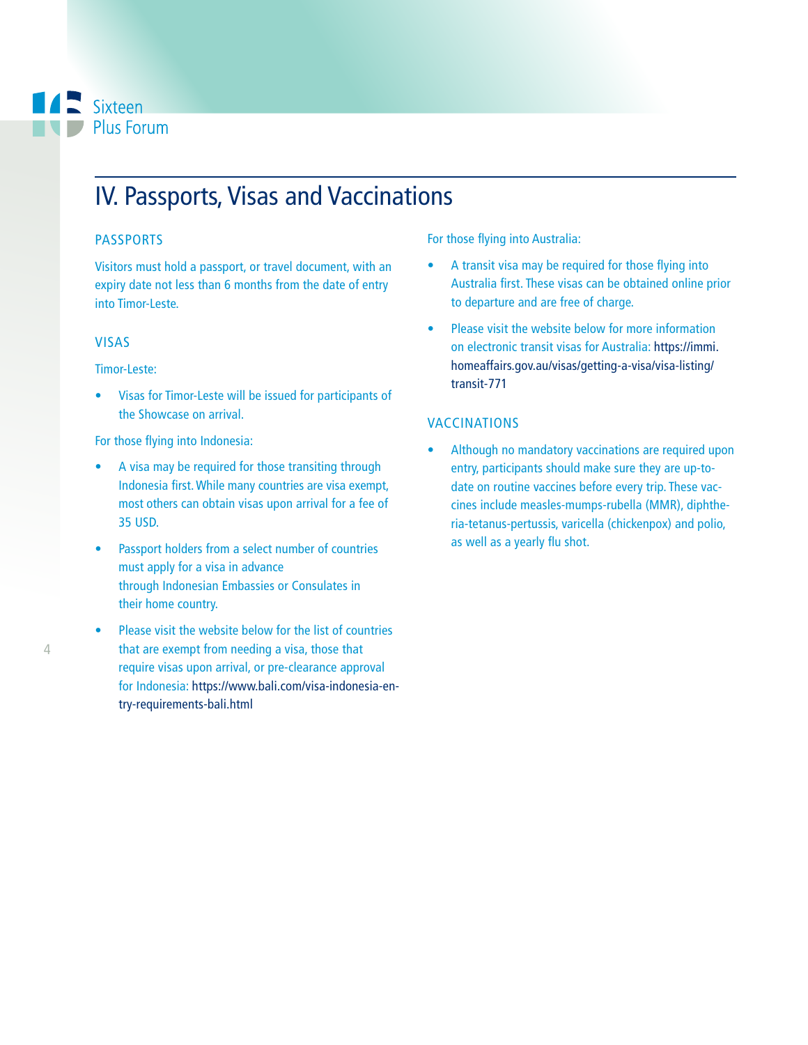# IV. Passports, Visas and Vaccinations

## PASSPORTS

Visitors must hold a passport, or travel document, with an expiry date not less than 6 months from the date of entry into Timor-Leste.

## VISAS

Timor-Leste:

- Visas for Timor-Leste will be issued for participants of the Showcase on arrival.

For those flying into Indonesia:

- A visa may be required for those transiting through Indonesia first. While many countries are visa exempt, most others can obtain visas upon arrival for a fee of 35 USD.
- Passport holders from a select number of countries must apply for a visa in advance through Indonesian Embassies or Consulates in their home country.
- Please visit the website below for the list of countries that are exempt from needing a visa, those that require visas upon arrival, or pre-clearance approval for Indonesia: https://www.bali.com/visa-indonesia-entry-requirements-bali.html

For those flying into Australia:

- A transit visa may be required for those flying into Australia first. These visas can be obtained online prior to departure and are free of charge.
- Please visit the website below for more information on electronic transit visas for Australia: https://immi.homeaffairs.gov.au/visas/getting-a-visa/visa-listing/transit-771

## VACCINATIONS

- Although no mandatory vaccinations are required upon entry, participants should make sure they are up-to-date on routine vaccines before every trip. These vaccines include measles-mumps-rubella (MMR), diphtheria-tetanus-pertussis, varicella (chickenpox) and polio, as well as a yearly flu shot.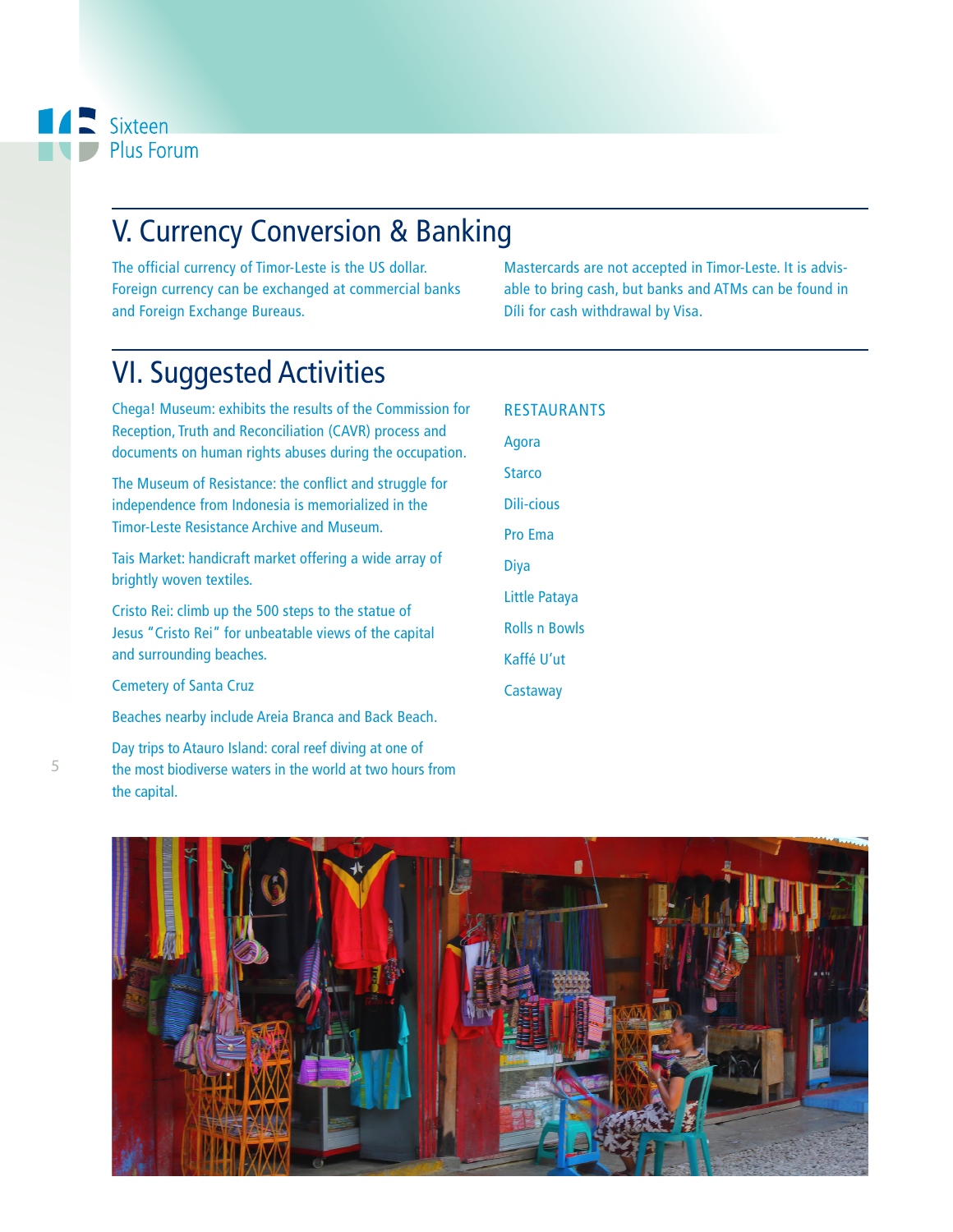## V. Currency Conversion & Banking

The official currency of Timor-Leste is the US dollar. Foreign currency can be exchanged at commercial banks and Foreign Exchange Bureaus.

Mastercards are not accepted in Timor-Leste. It is advisable to bring cash, but banks and ATMs can be found in Díli for cash withdrawal by Visa.

## VI. Suggested Activities

Chega! Museum: exhibits the results of the Commission for Reception, Truth and Reconciliation (CAVR) process and documents on human rights abuses during the occupation.

The Museum of Resistance: the conflict and struggle for independence from Indonesia is memorialized in the Timor-Leste Resistance Archive and Museum.

Tais Market: handicraft market offering a wide array of brightly woven textiles.

Cristo Rei: climb up the 500 steps to the statue of Jesus "Cristo Rei" for unbeatable views of the capital and surrounding beaches.

Cemetery of Santa Cruz

Beaches nearby include Areia Branca and Back Beach.

Day trips to Atauro Island: coral reef diving at one of the most biodiverse waters in the world at two hours from the capital.

### RESTAURANTS

- Agora
- Starco
- Dili-cious
- Pro Ema
- Diya
- Little Pataya
- Rolls n Bowls
- Kaffé U'ut
- Castaway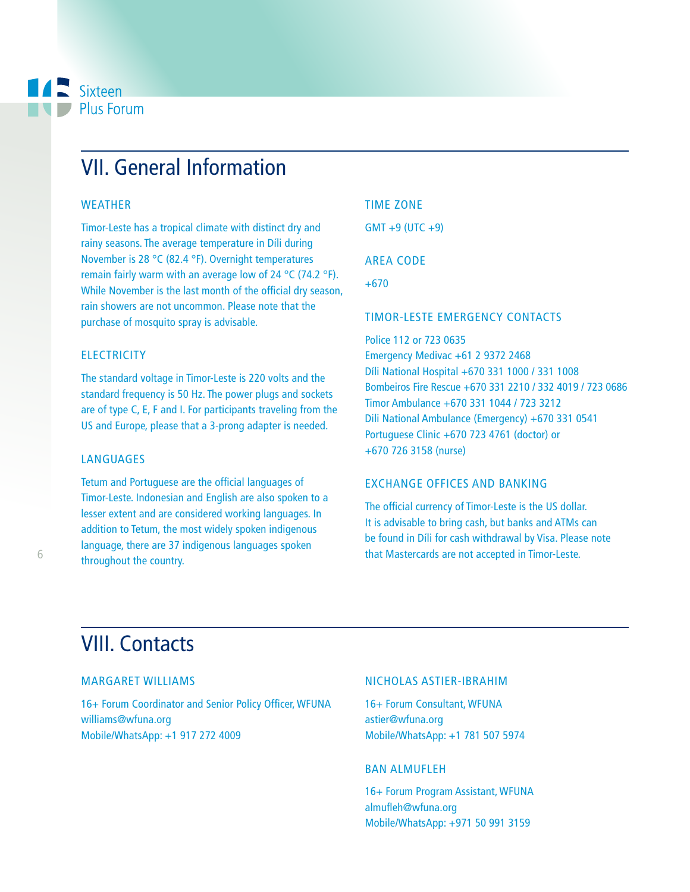# VII. General Information

### WEATHER

Timor-Leste has a tropical climate with distinct dry and rainy seasons. The average temperature in Díli during November is 28 °C (82.4 °F). Overnight temperatures remain fairly warm with an average low of 24 °C (74.2 °F). While November is the last month of the official dry season, rain showers are not uncommon. Please note that the purchase of mosquito spray is advisable.

### ELECTRICITY

The standard voltage in Timor-Leste is 220 volts and the standard frequency is 50 Hz. The power plugs and sockets are of type C, E, F and I. For participants traveling from the US and Europe, please that a 3-prong adapter is needed.

### LANGUAGES

Tetum and Portuguese are the official languages of Timor-Leste. Indonesian and English are also spoken to a lesser extent and are considered working languages. In addition to Tetum, the most widely spoken indigenous language, there are 37 indigenous languages spoken throughout the country.

### TIME ZONE

GMT +9 (UTC +9)

### AREA CODE

+670

### TIMOR-LESTE EMERGENCY CONTACTS

Police 112 or 723 0635
Emergency Medivac +61 2 9372 2468
Díli National Hospital +670 331 1000 / 331 1008
Bombeiros Fire Rescue +670 331 2210 / 332 4019 / 723 0686
Timor Ambulance +670 331 1044 / 723 3212
Dili National Ambulance (Emergency) +670 331 0541
Portuguese Clinic +670 723 4761 (doctor) or
+670 726 3158 (nurse)

### EXCHANGE OFFICES AND BANKING

The official currency of Timor-Leste is the US dollar. It is advisable to bring cash, but banks and ATMs can be found in Díli for cash withdrawal by Visa. Please note that Mastercards are not accepted in Timor-Leste.

# VIII. Contacts

### MARGARET WILLIAMS

16+ Forum Coordinator and Senior Policy Officer, WFUNA
williams@wfuna.org
Mobile/WhatsApp: +1 917 272 4009

### NICHOLAS ASTIER-IBRAHIM

16+ Forum Consultant, WFUNA
astier@wfuna.org
Mobile/WhatsApp: +1 781 507 5974

### BAN ALMUFLEH

16+ Forum Program Assistant, WFUNA
almufleh@wfuna.org
Mobile/WhatsApp: +971 50 991 3159